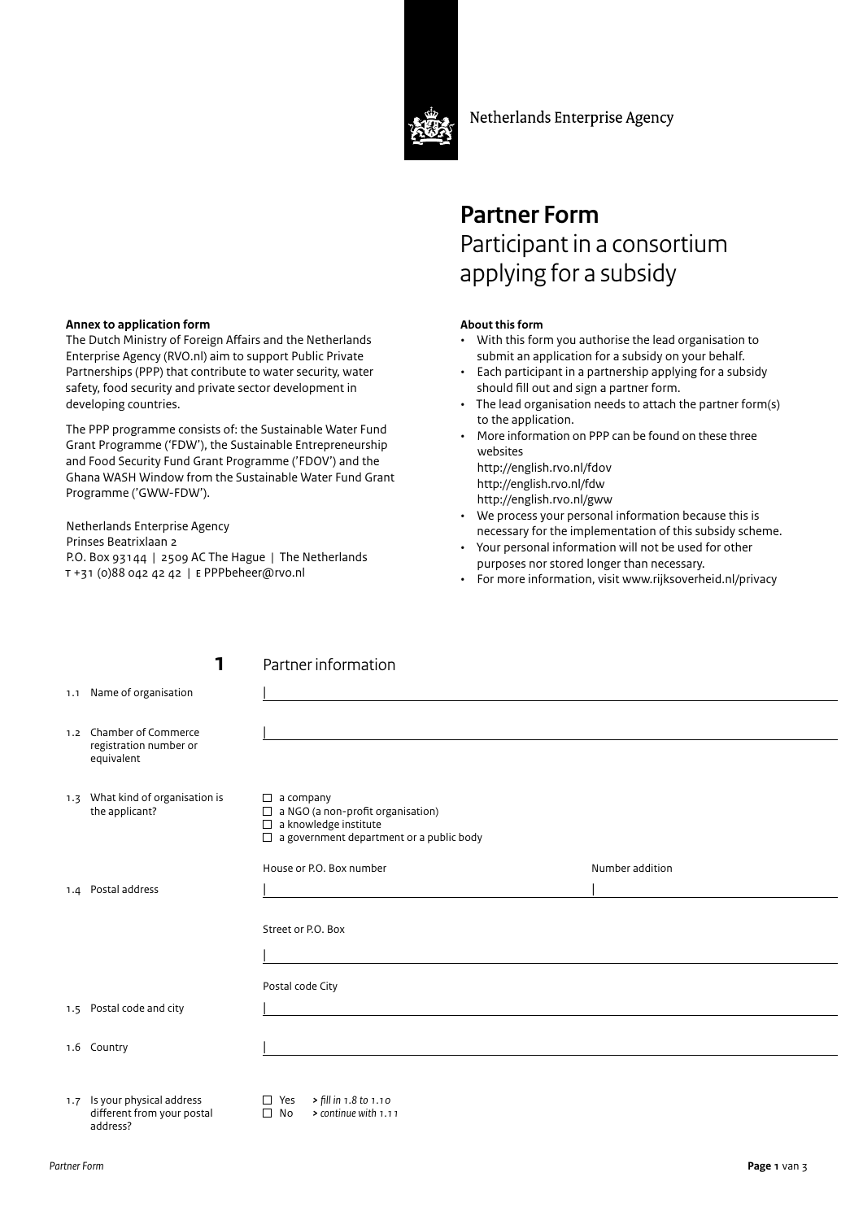Netherlands Enterprise Agency

# Partner Form

## Participant in a consortium applying for a subsidy

**Annex to application form**

The Dutch Ministry of Foreign Affairs and the Netherlands Enterprise Agency (RVO.nl) aim to support Public Private Partnerships (PPP) that contribute to water security, water safety, food security and private sector development in developing countries.

The PPP programme consists of: the Sustainable Water Fund Grant Programme ('FDW'), the Sustainable Entrepreneurship and Food Security Fund Grant Programme ('FDOV') and the Ghana WASH Window from the Sustainable Water Fund Grant Programme ('GWW-FDW').

Netherlands Enterprise Agency
Prinses Beatrixlaan 2
P.O. Box 93144 | 2509 AC The Hague | The Netherlands
T +31 (0)88 042 42 42 | E PPPbeheer@rvo.nl

**About this form**

- With this form you authorise the lead organisation to submit an application for a subsidy on your behalf.
- Each participant in a partnership applying for a subsidy should fill out and sign a partner form.
- The lead organisation needs to attach the partner form(s) to the application.
- More information on PPP can be found on these three websites
  http://english.rvo.nl/fdov
  http://english.rvo.nl/fdw
  http://english.rvo.nl/gww
- We process your personal information because this is necessary for the implementation of this subsidy scheme.
- Your personal information will not be used for other purposes nor stored longer than necessary.
- For more information, visit www.rijksoverheid.nl/privacy

## 1 Partner information

1.1 Name of organisation

1.2 Chamber of Commerce registration number or equivalent

1.3 What kind of organisation is the applicant?

- ☐ a company
- ☐ a NGO (a non-profit organisation)
- ☐ a knowledge institute
- ☐ a government department or a public body

1.4 Postal address

House or P.O. Box number | Number addition

Street or P.O. Box

1.5 Postal code and city

Postal code City

1.6 Country

1.7 Is your physical address different from your postal address?

- ☐ Yes > *fill in 1.8 to 1.10*
- ☐ No > *continue with 1.11*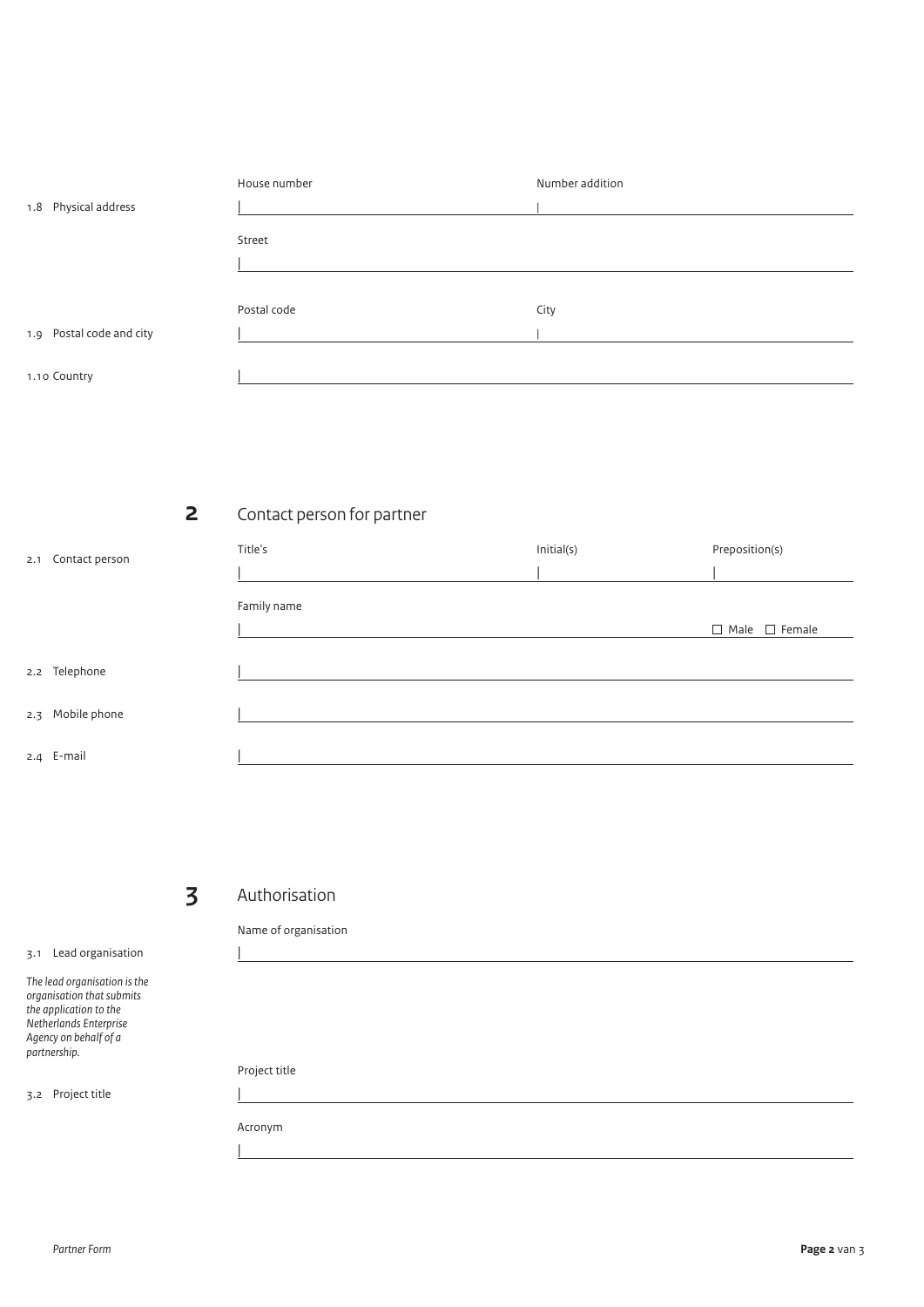1.8 Physical address

House number | Number addition

Street

1.9 Postal code and city

Postal code | City

1.10 Country

## 2 Contact person for partner

2.1 Contact person

Title's | Initial(s) | Preposition(s)

Family name

☐ Male ☐ Female

2.2 Telephone

2.3 Mobile phone

2.4 E-mail

## 3 Authorisation

3.1 Lead organisation

*The lead organisation is the organisation that submits the application to the Netherlands Enterprise Agency on behalf of a partnership.*

Name of organisation

3.2 Project title

Project title

Acronym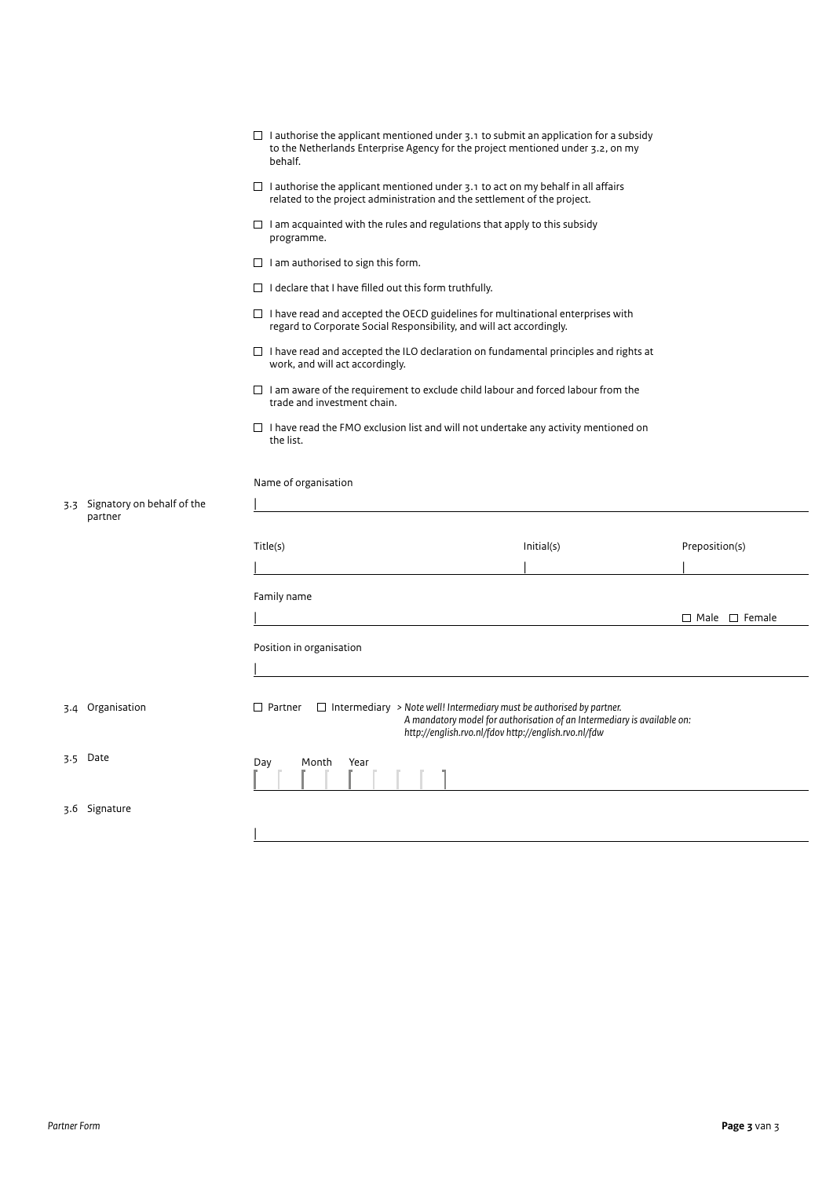- ☐ I authorise the applicant mentioned under 3.1 to submit an application for a subsidy to the Netherlands Enterprise Agency for the project mentioned under 3.2, on my behalf.
- ☐ I authorise the applicant mentioned under 3.1 to act on my behalf in all affairs related to the project administration and the settlement of the project.
- ☐ I am acquainted with the rules and regulations that apply to this subsidy programme.
- ☐ I am authorised to sign this form.
- ☐ I declare that I have filled out this form truthfully.
- ☐ I have read and accepted the OECD guidelines for multinational enterprises with regard to Corporate Social Responsibility, and will act accordingly.
- ☐ I have read and accepted the ILO declaration on fundamental principles and rights at work, and will act accordingly.
- ☐ I am aware of the requirement to exclude child labour and forced labour from the trade and investment chain.
- ☐ I have read the FMO exclusion list and will not undertake any activity mentioned on the list.

**3.3 Signatory on behalf of the partner**

Name of organisation

_______________________________________________

| Title(s) | Initial(s) | Preposition(s) |
|---|---|---|
| | | |

Family name

_______________________________________________ ☐ Male ☐ Female

Position in organisation

_______________________________________________

**3.4 Organisation**

☐ Partner ☐ Intermediary > *Note well! Intermediary must be authorised by partner. A mandatory model for authorisation of an Intermediary is available on: http://english.rvo.nl/fdov http://english.rvo.nl/fdw*

**3.5 Date**

Day Month Year

_______________________________________________

**3.6 Signature**

_______________________________________________